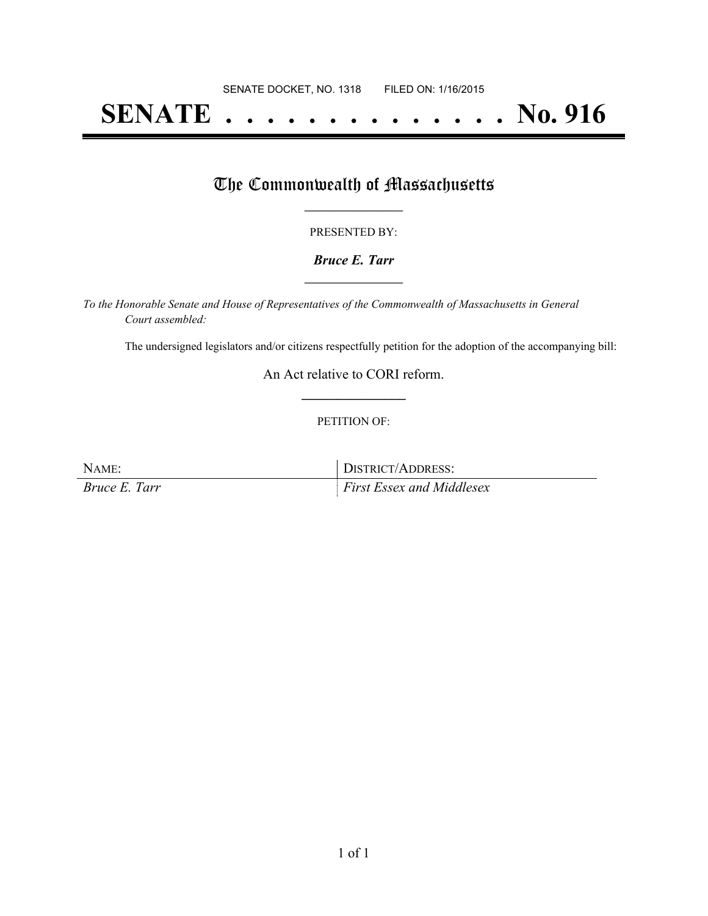SENATE DOCKET, NO. 1318 FILED ON: 1/16/2015

# SENATE . . . . . . . . . . . . . . No. 916

## The Commonwealth of Massachusetts

PRESENTED BY:

***Bruce E. Tarr***

*To the Honorable Senate and House of Representatives of the Commonwealth of Massachusetts in General Court assembled:*

The undersigned legislators and/or citizens respectfully petition for the adoption of the accompanying bill:

An Act relative to CORI reform.

PETITION OF:

| NAME: | DISTRICT/ADDRESS: |
| --- | --- |
| *Bruce E. Tarr* | *First Essex and Middlesex* |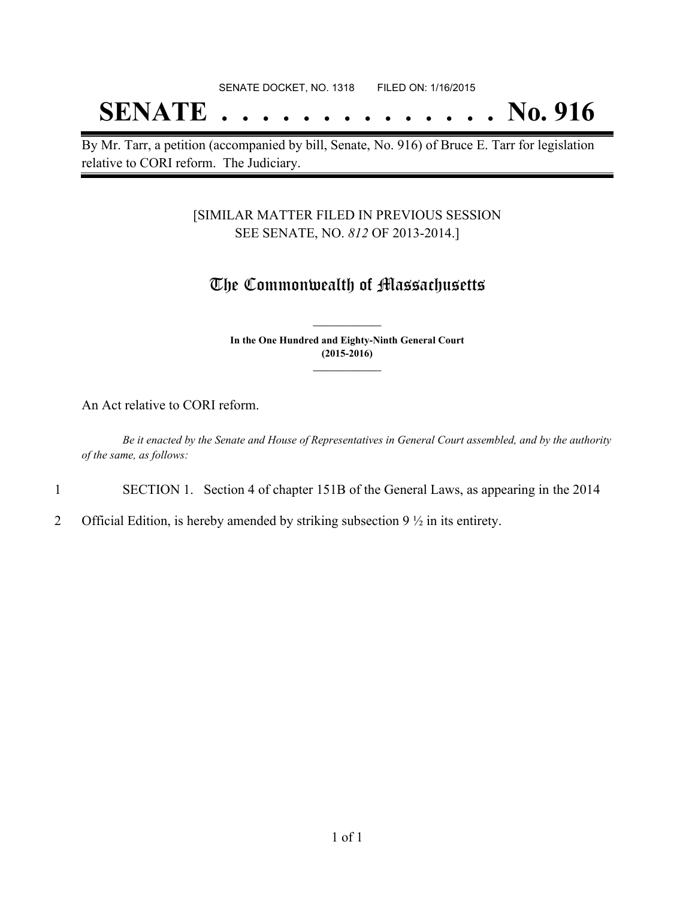SENATE DOCKET, NO. 1318        FILED ON: 1/16/2015

# SENATE . . . . . . . . . . . . . . No. 916

By Mr. Tarr, a petition (accompanied by bill, Senate, No. 916) of Bruce E. Tarr for legislation relative to CORI reform. The Judiciary.

[SIMILAR MATTER FILED IN PREVIOUS SESSION
SEE SENATE, NO. *812* OF 2013-2014.]

## The Commonwealth of Massachusetts

**In the One Hundred and Eighty-Ninth General Court**
**(2015-2016)**

An Act relative to CORI reform.

*Be it enacted by the Senate and House of Representatives in General Court assembled, and by the authority of the same, as follows:*

1 SECTION 1. Section 4 of chapter 151B of the General Laws, as appearing in the 2014
2 Official Edition, is hereby amended by striking subsection 9 ½ in its entirety.